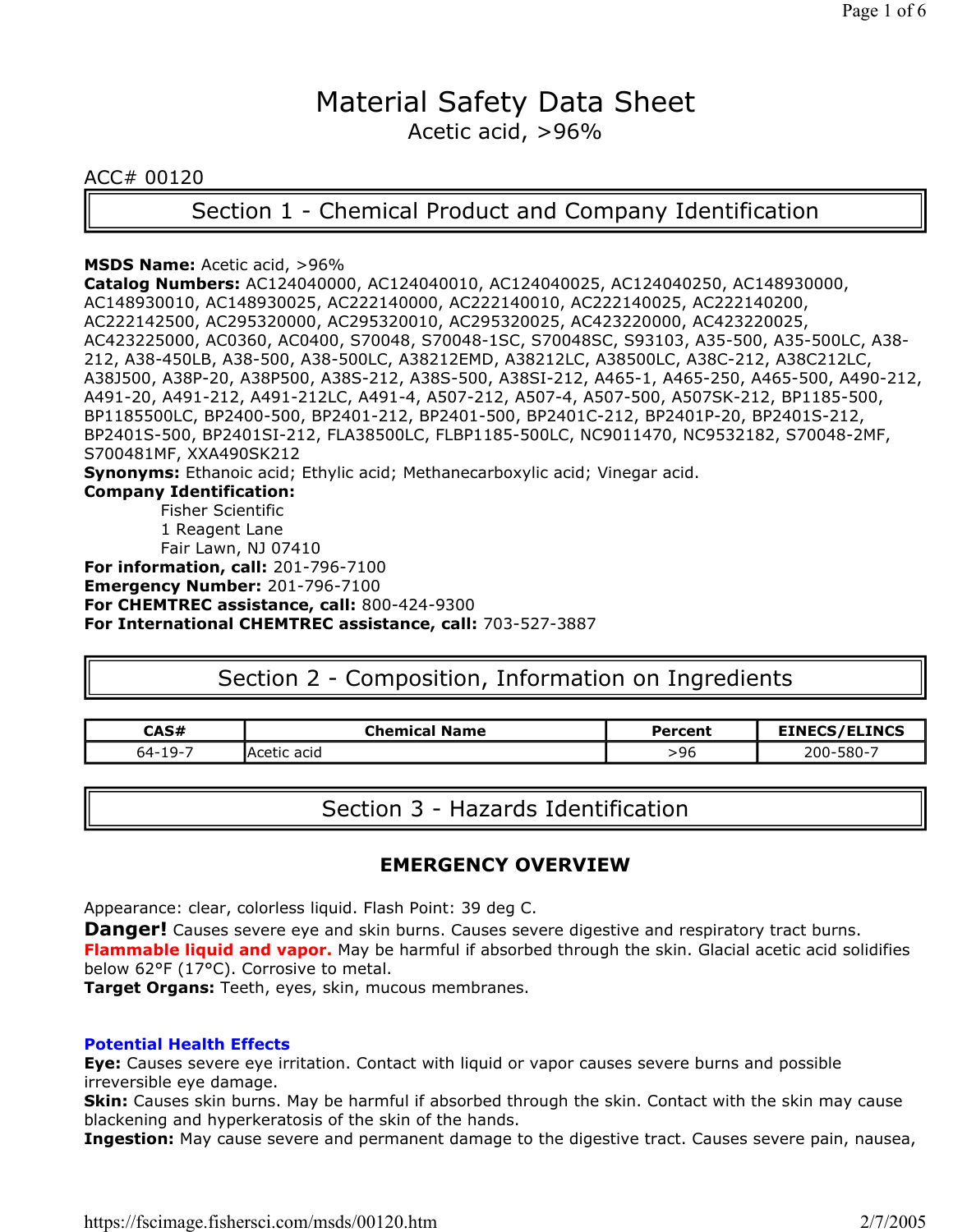# Material Safety Data Sheet

Acetic acid, >96%

ACC# 00120

## Section 1 - Chemical Product and Company Identification

**MSDS Name:** Acetic acid, >96%
**Catalog Numbers:** AC124040000, AC124040010, AC124040025, AC124040250, AC148930000, AC148930010, AC148930025, AC222140000, AC222140010, AC222140025, AC222140200, AC222142500, AC295320000, AC295320010, AC295320025, AC423220000, AC423220025, AC423225000, AC0360, AC0400, S70048, S70048-1SC, S70048SC, S93103, A35-500, A35-500LC, A38-212, A38-450LB, A38-500, A38-500LC, A38212EMD, A38212LC, A38500LC, A38C-212, A38C212LC, A38J500, A38P-20, A38P500, A38S-212, A38S-500, A38SI-212, A465-1, A465-250, A465-500, A490-212, A491-20, A491-212, A491-212LC, A491-4, A507-212, A507-4, A507-500, A507SK-212, BP1185-500, BP1185500LC, BP2400-500, BP2401-212, BP2401-500, BP2401C-212, BP2401P-20, BP2401S-212, BP2401S-500, BP2401SI-212, FLA38500LC, FLBP1185-500LC, NC9011470, NC9532182, S70048-2MF, S700481MF, XXA490SK212
**Synonyms:** Ethanoic acid; Ethylic acid; Methanecarboxylic acid; Vinegar acid.
**Company Identification:**

Fisher Scientific
1 Reagent Lane
Fair Lawn, NJ 07410

**For information, call:** 201-796-7100
**Emergency Number:** 201-796-7100
**For CHEMTREC assistance, call:** 800-424-9300
**For International CHEMTREC assistance, call:** 703-527-3887

## Section 2 - Composition, Information on Ingredients

| CAS# | Chemical Name | Percent | EINECS/ELINCS |
|---|---|---|---|
| 64-19-7 | Acetic acid | >96 | 200-580-7 |

## Section 3 - Hazards Identification

### EMERGENCY OVERVIEW

Appearance: clear, colorless liquid. Flash Point: 39 deg C.
**Danger!** Causes severe eye and skin burns. Causes severe digestive and respiratory tract burns. **Flammable liquid and vapor.** May be harmful if absorbed through the skin. Glacial acetic acid solidifies below 62°F (17°C). Corrosive to metal.
**Target Organs:** Teeth, eyes, skin, mucous membranes.

### Potential Health Effects

**Eye:** Causes severe eye irritation. Contact with liquid or vapor causes severe burns and possible irreversible eye damage.
**Skin:** Causes skin burns. May be harmful if absorbed through the skin. Contact with the skin may cause blackening and hyperkeratosis of the skin of the hands.
**Ingestion:** May cause severe and permanent damage to the digestive tract. Causes severe pain, nausea,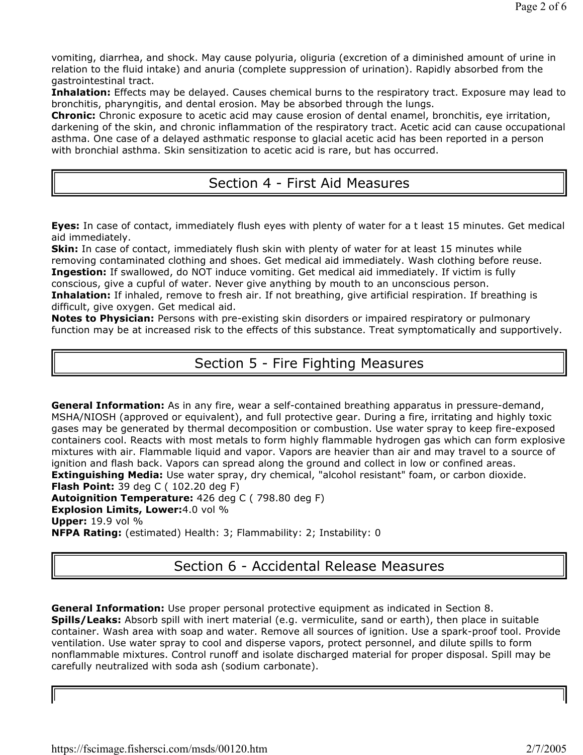vomiting, diarrhea, and shock. May cause polyuria, oliguria (excretion of a diminished amount of urine in relation to the fluid intake) and anuria (complete suppression of urination). Rapidly absorbed from the gastrointestinal tract.
**Inhalation:** Effects may be delayed. Causes chemical burns to the respiratory tract. Exposure may lead to bronchitis, pharyngitis, and dental erosion. May be absorbed through the lungs.
**Chronic:** Chronic exposure to acetic acid may cause erosion of dental enamel, bronchitis, eye irritation, darkening of the skin, and chronic inflammation of the respiratory tract. Acetic acid can cause occupational asthma. One case of a delayed asthmatic response to glacial acetic acid has been reported in a person with bronchial asthma. Skin sensitization to acetic acid is rare, but has occurred.

## Section 4 - First Aid Measures

**Eyes:** In case of contact, immediately flush eyes with plenty of water for a t least 15 minutes. Get medical aid immediately.
**Skin:** In case of contact, immediately flush skin with plenty of water for at least 15 minutes while removing contaminated clothing and shoes. Get medical aid immediately. Wash clothing before reuse.
**Ingestion:** If swallowed, do NOT induce vomiting. Get medical aid immediately. If victim is fully conscious, give a cupful of water. Never give anything by mouth to an unconscious person.
**Inhalation:** If inhaled, remove to fresh air. If not breathing, give artificial respiration. If breathing is difficult, give oxygen. Get medical aid.
**Notes to Physician:** Persons with pre-existing skin disorders or impaired respiratory or pulmonary function may be at increased risk to the effects of this substance. Treat symptomatically and supportively.

## Section 5 - Fire Fighting Measures

**General Information:** As in any fire, wear a self-contained breathing apparatus in pressure-demand, MSHA/NIOSH (approved or equivalent), and full protective gear. During a fire, irritating and highly toxic gases may be generated by thermal decomposition or combustion. Use water spray to keep fire-exposed containers cool. Reacts with most metals to form highly flammable hydrogen gas which can form explosive mixtures with air. Flammable liquid and vapor. Vapors are heavier than air and may travel to a source of ignition and flash back. Vapors can spread along the ground and collect in low or confined areas.
**Extinguishing Media:** Use water spray, dry chemical, "alcohol resistant" foam, or carbon dioxide.
**Flash Point:** 39 deg C ( 102.20 deg F)
**Autoignition Temperature:** 426 deg C ( 798.80 deg F)
**Explosion Limits, Lower:**4.0 vol %
**Upper:** 19.9 vol %
**NFPA Rating:** (estimated) Health: 3; Flammability: 2; Instability: 0

## Section 6 - Accidental Release Measures

**General Information:** Use proper personal protective equipment as indicated in Section 8.
**Spills/Leaks:** Absorb spill with inert material (e.g. vermiculite, sand or earth), then place in suitable container. Wash area with soap and water. Remove all sources of ignition. Use a spark-proof tool. Provide ventilation. Use water spray to cool and disperse vapors, protect personnel, and dilute spills to form nonflammable mixtures. Control runoff and isolate discharged material for proper disposal. Spill may be carefully neutralized with soda ash (sodium carbonate).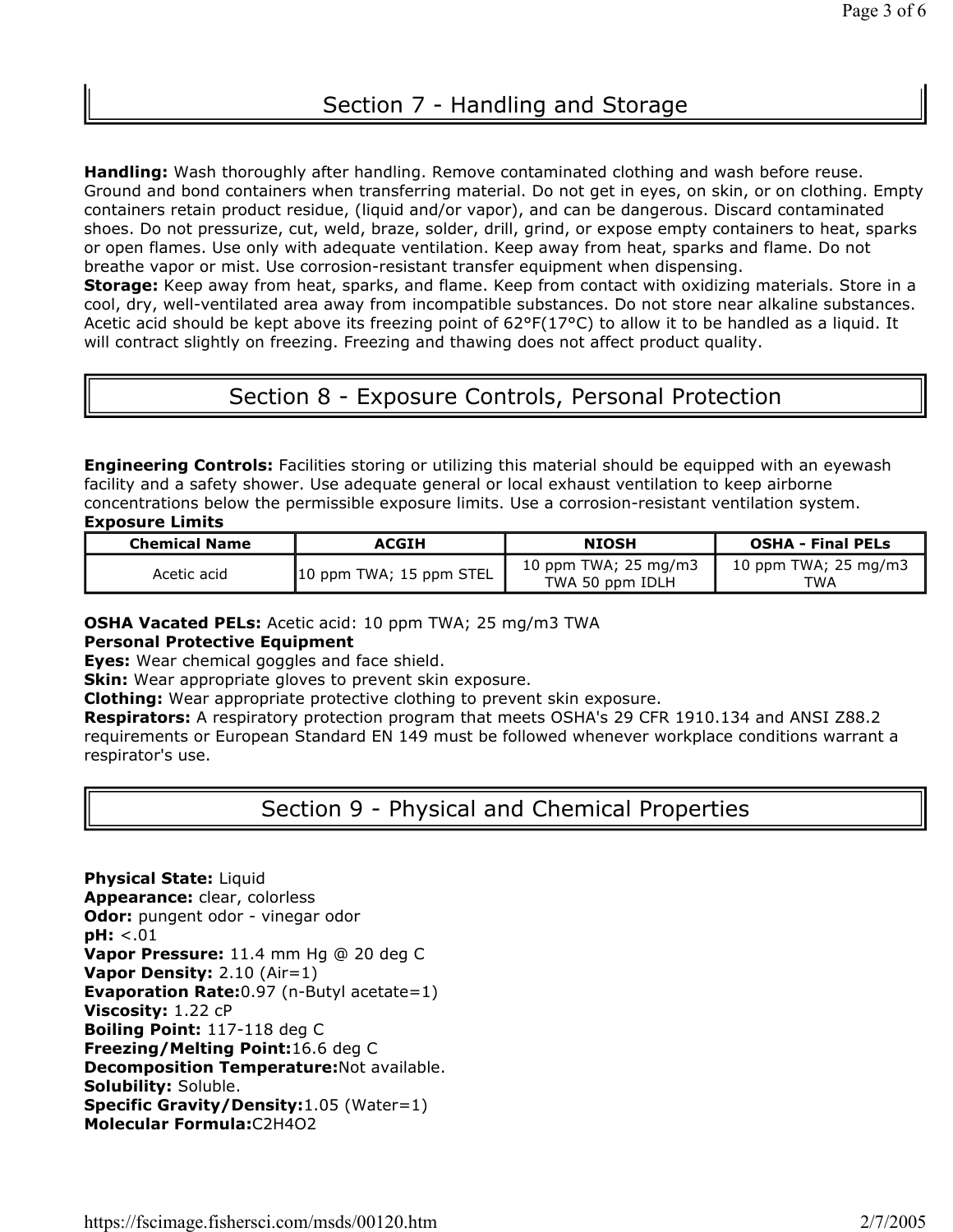## Section 7 - Handling and Storage

**Handling:** Wash thoroughly after handling. Remove contaminated clothing and wash before reuse. Ground and bond containers when transferring material. Do not get in eyes, on skin, or on clothing. Empty containers retain product residue, (liquid and/or vapor), and can be dangerous. Discard contaminated shoes. Do not pressurize, cut, weld, braze, solder, drill, grind, or expose empty containers to heat, sparks or open flames. Use only with adequate ventilation. Keep away from heat, sparks and flame. Do not breathe vapor or mist. Use corrosion-resistant transfer equipment when dispensing.
**Storage:** Keep away from heat, sparks, and flame. Keep from contact with oxidizing materials. Store in a cool, dry, well-ventilated area away from incompatible substances. Do not store near alkaline substances. Acetic acid should be kept above its freezing point of 62°F(17°C) to allow it to be handled as a liquid. It will contract slightly on freezing. Freezing and thawing does not affect product quality.

## Section 8 - Exposure Controls, Personal Protection

**Engineering Controls:** Facilities storing or utilizing this material should be equipped with an eyewash facility and a safety shower. Use adequate general or local exhaust ventilation to keep airborne concentrations below the permissible exposure limits. Use a corrosion-resistant ventilation system.
**Exposure Limits**

| Chemical Name | ACGIH | NIOSH | OSHA - Final PELs |
|---|---|---|---|
| Acetic acid | 10 ppm TWA; 15 ppm STEL | 10 ppm TWA; 25 mg/m3 TWA 50 ppm IDLH | 10 ppm TWA; 25 mg/m3 TWA |

**OSHA Vacated PELs:** Acetic acid: 10 ppm TWA; 25 mg/m3 TWA
**Personal Protective Equipment**
**Eyes:** Wear chemical goggles and face shield.
**Skin:** Wear appropriate gloves to prevent skin exposure.
**Clothing:** Wear appropriate protective clothing to prevent skin exposure.
**Respirators:** A respiratory protection program that meets OSHA's 29 CFR 1910.134 and ANSI Z88.2 requirements or European Standard EN 149 must be followed whenever workplace conditions warrant a respirator's use.

## Section 9 - Physical and Chemical Properties

**Physical State:** Liquid
**Appearance:** clear, colorless
**Odor:** pungent odor - vinegar odor
**pH:** <.01
**Vapor Pressure:** 11.4 mm Hg @ 20 deg C
**Vapor Density:** 2.10 (Air=1)
**Evaporation Rate:** 0.97 (n-Butyl acetate=1)
**Viscosity:** 1.22 cP
**Boiling Point:** 117-118 deg C
**Freezing/Melting Point:** 16.6 deg C
**Decomposition Temperature:** Not available.
**Solubility:** Soluble.
**Specific Gravity/Density:** 1.05 (Water=1)
**Molecular Formula:** $C_2H_4O_2$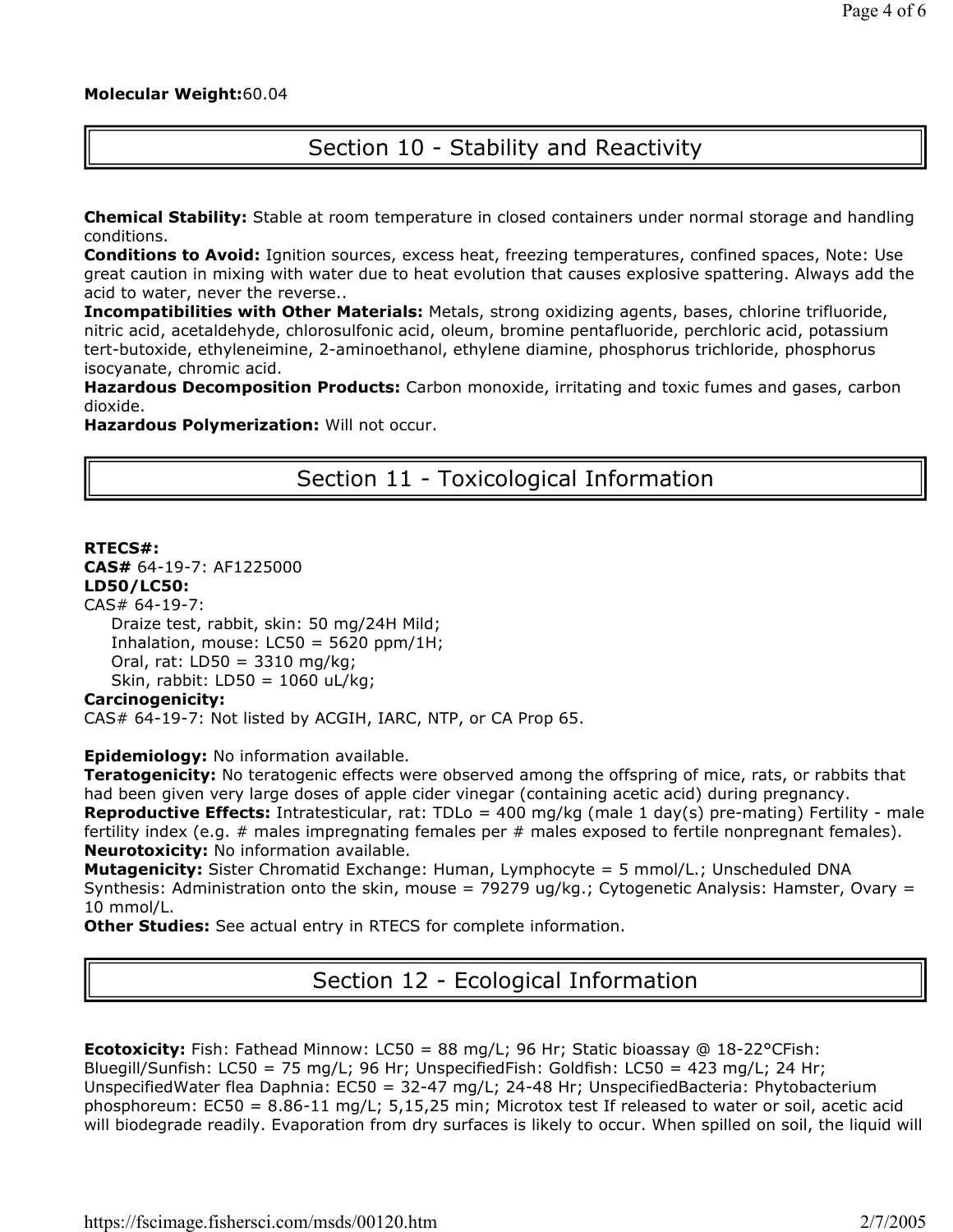**Molecular Weight:**60.04

## Section 10 - Stability and Reactivity

**Chemical Stability:** Stable at room temperature in closed containers under normal storage and handling conditions.
**Conditions to Avoid:** Ignition sources, excess heat, freezing temperatures, confined spaces, Note: Use great caution in mixing with water due to heat evolution that causes explosive spattering. Always add the acid to water, never the reverse..
**Incompatibilities with Other Materials:** Metals, strong oxidizing agents, bases, chlorine trifluoride, nitric acid, acetaldehyde, chlorosulfonic acid, oleum, bromine pentafluoride, perchloric acid, potassium tert-butoxide, ethyleneimine, 2-aminoethanol, ethylene diamine, phosphorus trichloride, phosphorus isocyanate, chromic acid.
**Hazardous Decomposition Products:** Carbon monoxide, irritating and toxic fumes and gases, carbon dioxide.
**Hazardous Polymerization:** Will not occur.

## Section 11 - Toxicological Information

**RTECS#:**
**CAS#** 64-19-7: AF1225000
**LD50/LC50:**
CAS# 64-19-7:
  Draize test, rabbit, skin: 50 mg/24H Mild;
  Inhalation, mouse: LC50 = 5620 ppm/1H;
  Oral, rat: LD50 = 3310 mg/kg;
  Skin, rabbit: LD50 = 1060 uL/kg;
**Carcinogenicity:**
CAS# 64-19-7: Not listed by ACGIH, IARC, NTP, or CA Prop 65.

**Epidemiology:** No information available.
**Teratogenicity:** No teratogenic effects were observed among the offspring of mice, rats, or rabbits that had been given very large doses of apple cider vinegar (containing acetic acid) during pregnancy.
**Reproductive Effects:** Intratesticular, rat: TDLo = 400 mg/kg (male 1 day(s) pre-mating) Fertility - male fertility index (e.g. # males impregnating females per # males exposed to fertile nonpregnant females).
**Neurotoxicity:** No information available.
**Mutagenicity:** Sister Chromatid Exchange: Human, Lymphocyte = 5 mmol/L.; Unscheduled DNA Synthesis: Administration onto the skin, mouse = 79279 ug/kg.; Cytogenetic Analysis: Hamster, Ovary = 10 mmol/L.
**Other Studies:** See actual entry in RTECS for complete information.

## Section 12 - Ecological Information

**Ecotoxicity:** Fish: Fathead Minnow: LC50 = 88 mg/L; 96 Hr; Static bioassay @ 18-22°CFish: Bluegill/Sunfish: LC50 = 75 mg/L; 96 Hr; UnspecifiedFish: Goldfish: LC50 = 423 mg/L; 24 Hr; UnspecifiedWater flea Daphnia: EC50 = 32-47 mg/L; 24-48 Hr; UnspecifiedBacteria: Phytobacterium phosphoreum: EC50 = 8.86-11 mg/L; 5,15,25 min; Microtox test If released to water or soil, acetic acid will biodegrade readily. Evaporation from dry surfaces is likely to occur. When spilled on soil, the liquid will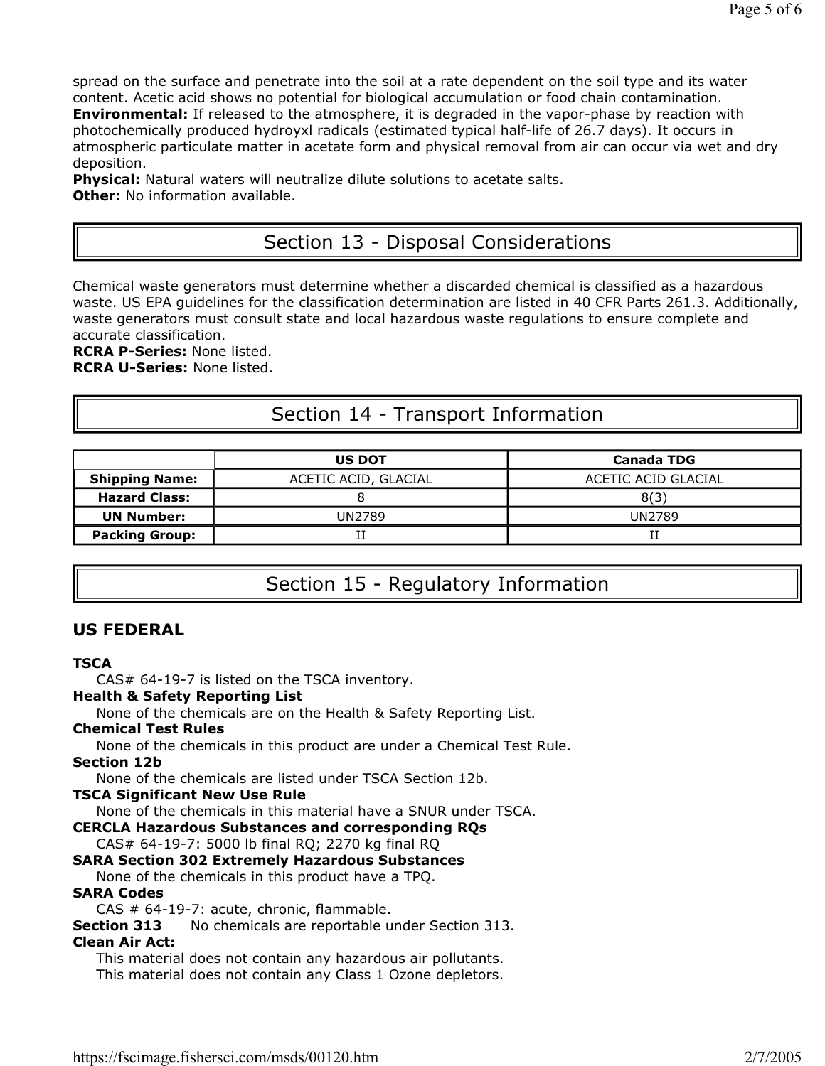spread on the surface and penetrate into the soil at a rate dependent on the soil type and its water content. Acetic acid shows no potential for biological accumulation or food chain contamination.
**Environmental:** If released to the atmosphere, it is degraded in the vapor-phase by reaction with photochemically produced hydroyxl radicals (estimated typical half-life of 26.7 days). It occurs in atmospheric particulate matter in acetate form and physical removal from air can occur via wet and dry deposition.
**Physical:** Natural waters will neutralize dilute solutions to acetate salts.
**Other:** No information available.

## Section 13 - Disposal Considerations

Chemical waste generators must determine whether a discarded chemical is classified as a hazardous waste. US EPA guidelines for the classification determination are listed in 40 CFR Parts 261.3. Additionally, waste generators must consult state and local hazardous waste regulations to ensure complete and accurate classification.
**RCRA P-Series:** None listed.
**RCRA U-Series:** None listed.

## Section 14 - Transport Information

| | US DOT | Canada TDG |
|---|---|---|
| **Shipping Name:** | ACETIC ACID, GLACIAL | ACETIC ACID GLACIAL |
| **Hazard Class:** | 8 | 8(3) |
| **UN Number:** | UN2789 | UN2789 |
| **Packing Group:** | II | II |

## Section 15 - Regulatory Information

### US FEDERAL

**TSCA**
CAS# 64-19-7 is listed on the TSCA inventory.
**Health & Safety Reporting List**
None of the chemicals are on the Health & Safety Reporting List.
**Chemical Test Rules**
None of the chemicals in this product are under a Chemical Test Rule.
**Section 12b**
None of the chemicals are listed under TSCA Section 12b.
**TSCA Significant New Use Rule**
None of the chemicals in this material have a SNUR under TSCA.
**CERCLA Hazardous Substances and corresponding RQs**
CAS# 64-19-7: 5000 lb final RQ; 2270 kg final RQ
**SARA Section 302 Extremely Hazardous Substances**
None of the chemicals in this product have a TPQ.
**SARA Codes**
CAS # 64-19-7: acute, chronic, flammable.
**Section 313** No chemicals are reportable under Section 313.
**Clean Air Act:**
This material does not contain any hazardous air pollutants.
This material does not contain any Class 1 Ozone depletors.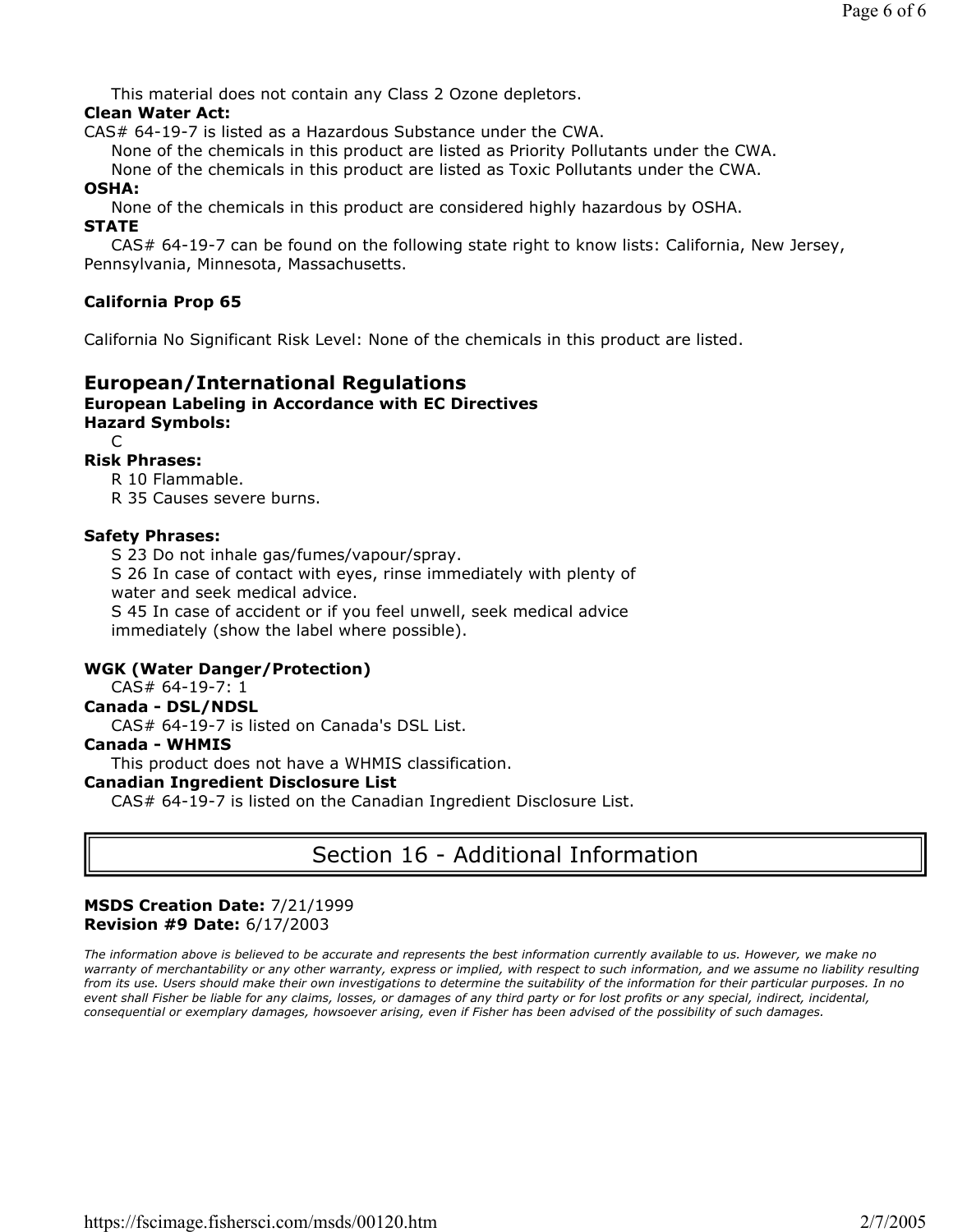This material does not contain any Class 2 Ozone depletors.

**Clean Water Act:**

CAS# 64-19-7 is listed as a Hazardous Substance under the CWA.

None of the chemicals in this product are listed as Priority Pollutants under the CWA.

None of the chemicals in this product are listed as Toxic Pollutants under the CWA.

**OSHA:**

None of the chemicals in this product are considered highly hazardous by OSHA.

**STATE**

CAS# 64-19-7 can be found on the following state right to know lists: California, New Jersey, Pennsylvania, Minnesota, Massachusetts.

**California Prop 65**

California No Significant Risk Level: None of the chemicals in this product are listed.

## European/International Regulations

**European Labeling in Accordance with EC Directives**

**Hazard Symbols:**

C

**Risk Phrases:**

R 10 Flammable.

R 35 Causes severe burns.

**Safety Phrases:**

S 23 Do not inhale gas/fumes/vapour/spray.

S 26 In case of contact with eyes, rinse immediately with plenty of water and seek medical advice.

S 45 In case of accident or if you feel unwell, seek medical advice immediately (show the label where possible).

**WGK (Water Danger/Protection)**

CAS# 64-19-7: 1

**Canada - DSL/NDSL**

CAS# 64-19-7 is listed on Canada's DSL List.

**Canada - WHMIS**

This product does not have a WHMIS classification.

**Canadian Ingredient Disclosure List**

CAS# 64-19-7 is listed on the Canadian Ingredient Disclosure List.

## Section 16 - Additional Information

**MSDS Creation Date:** 7/21/1999

**Revision #9 Date:** 6/17/2003

*The information above is believed to be accurate and represents the best information currently available to us. However, we make no warranty of merchantability or any other warranty, express or implied, with respect to such information, and we assume no liability resulting from its use. Users should make their own investigations to determine the suitability of the information for their particular purposes. In no event shall Fisher be liable for any claims, losses, or damages of any third party or for lost profits or any special, indirect, incidental, consequential or exemplary damages, howsoever arising, even if Fisher has been advised of the possibility of such damages.*